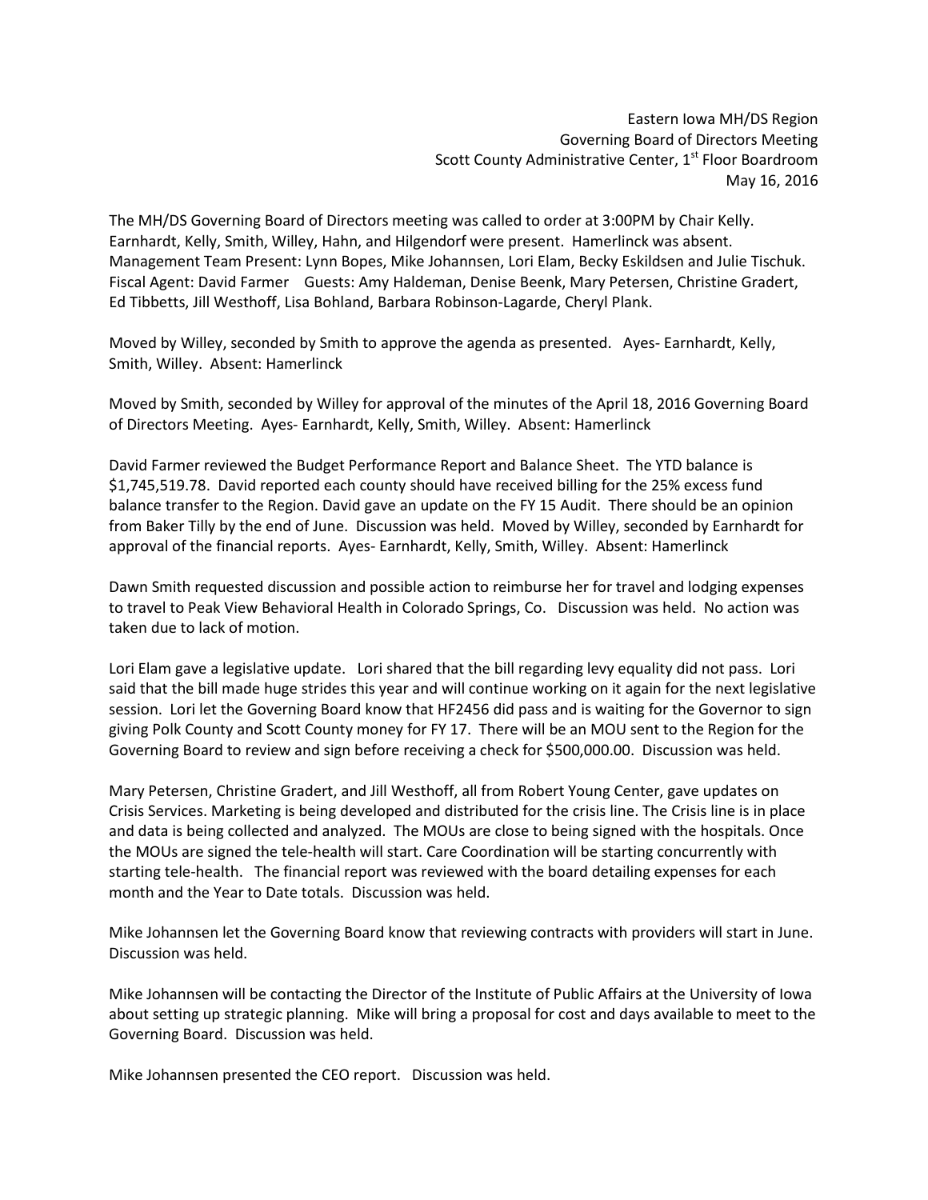Eastern Iowa MH/DS Region
Governing Board of Directors Meeting
Scott County Administrative Center, 1st Floor Boardroom
May 16, 2016

The MH/DS Governing Board of Directors meeting was called to order at 3:00PM by Chair Kelly. Earnhardt, Kelly, Smith, Willey, Hahn, and Hilgendorf were present. Hamerlinck was absent. Management Team Present: Lynn Bopes, Mike Johannsen, Lori Elam, Becky Eskildsen and Julie Tischuk. Fiscal Agent: David Farmer Guests: Amy Haldeman, Denise Beenk, Mary Petersen, Christine Gradert, Ed Tibbetts, Jill Westhoff, Lisa Bohland, Barbara Robinson-Lagarde, Cheryl Plank.

Moved by Willey, seconded by Smith to approve the agenda as presented. Ayes- Earnhardt, Kelly, Smith, Willey. Absent: Hamerlinck

Moved by Smith, seconded by Willey for approval of the minutes of the April 18, 2016 Governing Board of Directors Meeting. Ayes- Earnhardt, Kelly, Smith, Willey. Absent: Hamerlinck

David Farmer reviewed the Budget Performance Report and Balance Sheet. The YTD balance is $1,745,519.78. David reported each county should have received billing for the 25% excess fund balance transfer to the Region. David gave an update on the FY 15 Audit. There should be an opinion from Baker Tilly by the end of June. Discussion was held. Moved by Willey, seconded by Earnhardt for approval of the financial reports. Ayes- Earnhardt, Kelly, Smith, Willey. Absent: Hamerlinck

Dawn Smith requested discussion and possible action to reimburse her for travel and lodging expenses to travel to Peak View Behavioral Health in Colorado Springs, Co. Discussion was held. No action was taken due to lack of motion.

Lori Elam gave a legislative update. Lori shared that the bill regarding levy equality did not pass. Lori said that the bill made huge strides this year and will continue working on it again for the next legislative session. Lori let the Governing Board know that HF2456 did pass and is waiting for the Governor to sign giving Polk County and Scott County money for FY 17. There will be an MOU sent to the Region for the Governing Board to review and sign before receiving a check for $500,000.00. Discussion was held.

Mary Petersen, Christine Gradert, and Jill Westhoff, all from Robert Young Center, gave updates on Crisis Services. Marketing is being developed and distributed for the crisis line. The Crisis line is in place and data is being collected and analyzed. The MOUs are close to being signed with the hospitals. Once the MOUs are signed the tele-health will start. Care Coordination will be starting concurrently with starting tele-health. The financial report was reviewed with the board detailing expenses for each month and the Year to Date totals. Discussion was held.

Mike Johannsen let the Governing Board know that reviewing contracts with providers will start in June. Discussion was held.

Mike Johannsen will be contacting the Director of the Institute of Public Affairs at the University of Iowa about setting up strategic planning. Mike will bring a proposal for cost and days available to meet to the Governing Board. Discussion was held.

Mike Johannsen presented the CEO report. Discussion was held.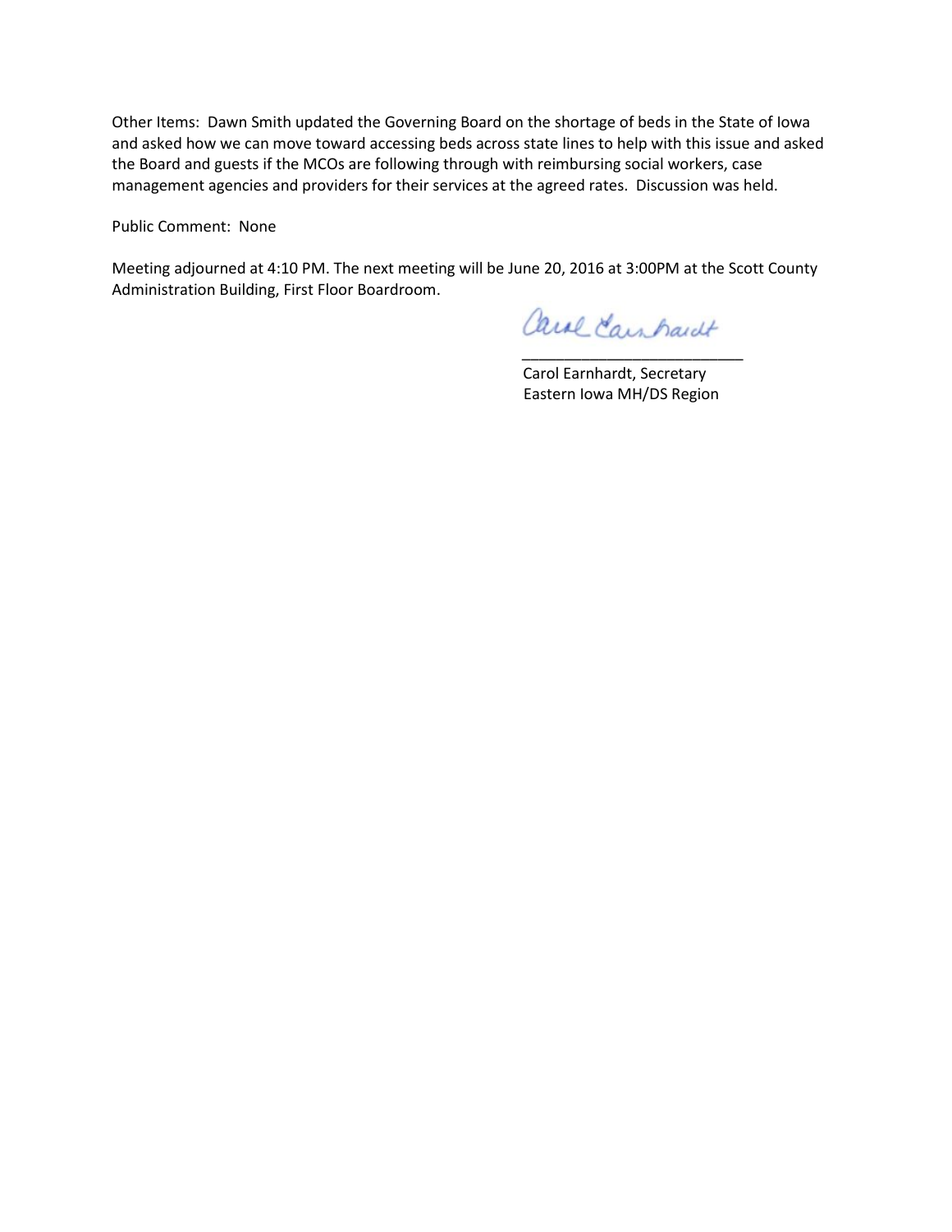Other Items: Dawn Smith updated the Governing Board on the shortage of beds in the State of Iowa and asked how we can move toward accessing beds across state lines to help with this issue and asked the Board and guests if the MCOs are following through with reimbursing social workers, case management agencies and providers for their services at the agreed rates. Discussion was held.

Public Comment: None

Meeting adjourned at 4:10 PM. The next meeting will be June 20, 2016 at 3:00PM at the Scott County Administration Building, First Floor Boardroom.

Carol Earnhardt

\_\_\_\_\_\_\_\_\_\_\_\_\_\_\_\_\_\_\_\_\_\_\_\_\_\_\_

Carol Earnhardt, Secretary
Eastern Iowa MH/DS Region